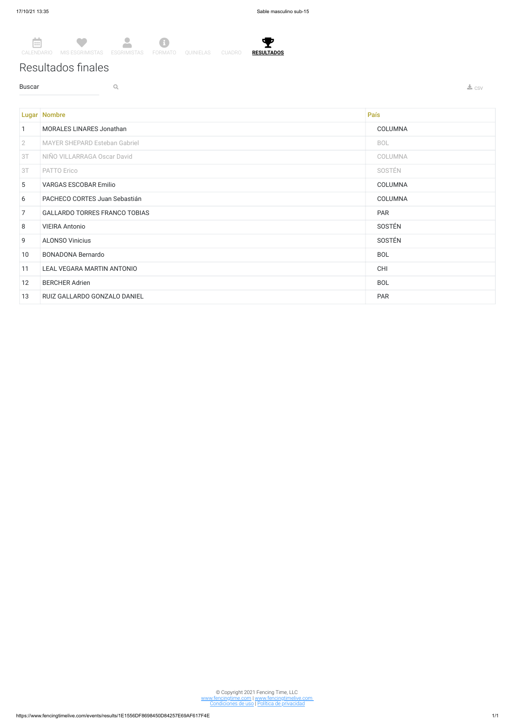CALENDARIO MIS ESGRIMISTAS ESGRIMISTAS FORMATO QUINIELAS CUADRO **RESULTADOS**

# Resultados finales

Buscar

csv

| Lugar | Nombre | País |
|---|---|---|
| 1 | MORALES LINARES Jonathan | COLUMNA |
| 2 | MAYER SHEPARD Esteban Gabriel | BOL |
| 3T | NIÑO VILLARRAGA Oscar David | COLUMNA |
| 3T | PATTO Erico | SOSTÉN |
| 5 | VARGAS ESCOBAR Emilio | COLUMNA |
| 6 | PACHECO CORTES Juan Sebastián | COLUMNA |
| 7 | GALLARDO TORRES FRANCO TOBIAS | PAR |
| 8 | VIEIRA Antonio | SOSTÉN |
| 9 | ALONSO Vinicius | SOSTÉN |
| 10 | BONADONA Bernardo | BOL |
| 11 | LEAL VEGARA MARTIN ANTONIO | CHI |
| 12 | BERCHER Adrien | BOL |
| 13 | RUIZ GALLARDO GONZALO DANIEL | PAR |

© Copyright 2021 Fencing Time, LLC
www.fencingtime.com | www.fencingtimelive.com
Condiciones de uso | Política de privacidad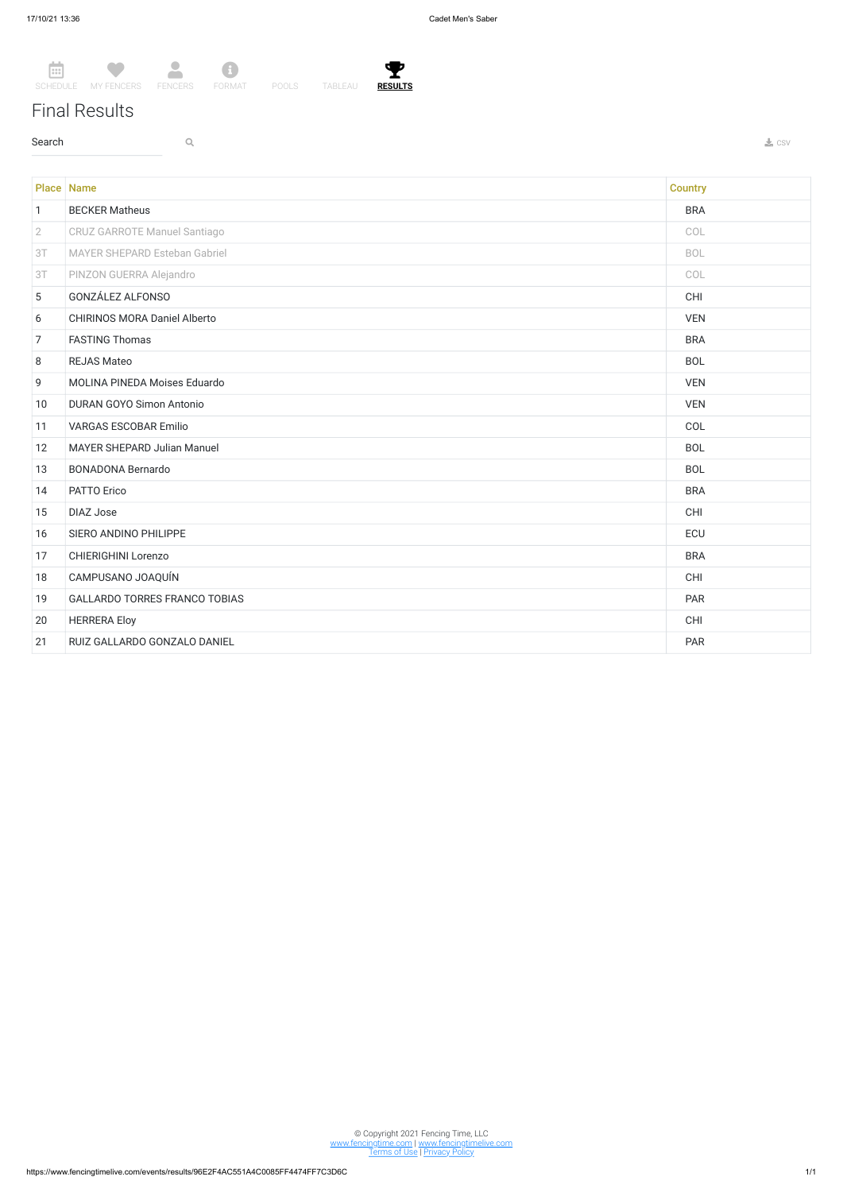SCHEDULE MY FENCERS FENCERS FORMAT POOLS TABLEAU **RESULTS**

# Final Results

Search

CSV

| Place | Name | Country |
|---|---|---|
| 1 | BECKER Matheus | BRA |
| 2 | CRUZ GARROTE Manuel Santiago | COL |
| 3T | MAYER SHEPARD Esteban Gabriel | BOL |
| 3T | PINZON GUERRA Alejandro | COL |
| 5 | GONZÁLEZ ALFONSO | CHI |
| 6 | CHIRINOS MORA Daniel Alberto | VEN |
| 7 | FASTING Thomas | BRA |
| 8 | REJAS Mateo | BOL |
| 9 | MOLINA PINEDA Moises Eduardo | VEN |
| 10 | DURAN GOYO Simon Antonio | VEN |
| 11 | VARGAS ESCOBAR Emilio | COL |
| 12 | MAYER SHEPARD Julian Manuel | BOL |
| 13 | BONADONA Bernardo | BOL |
| 14 | PATTO Erico | BRA |
| 15 | DIAZ Jose | CHI |
| 16 | SIERO ANDINO PHILIPPE | ECU |
| 17 | CHIERIGHINI Lorenzo | BRA |
| 18 | CAMPUSANO JOAQUÍN | CHI |
| 19 | GALLARDO TORRES FRANCO TOBIAS | PAR |
| 20 | HERRERA Eloy | CHI |
| 21 | RUIZ GALLARDO GONZALO DANIEL | PAR |

© Copyright 2021 Fencing Time, LLC
www.fencingtime.com | www.fencingtimelive.com
Terms of Use | Privacy Policy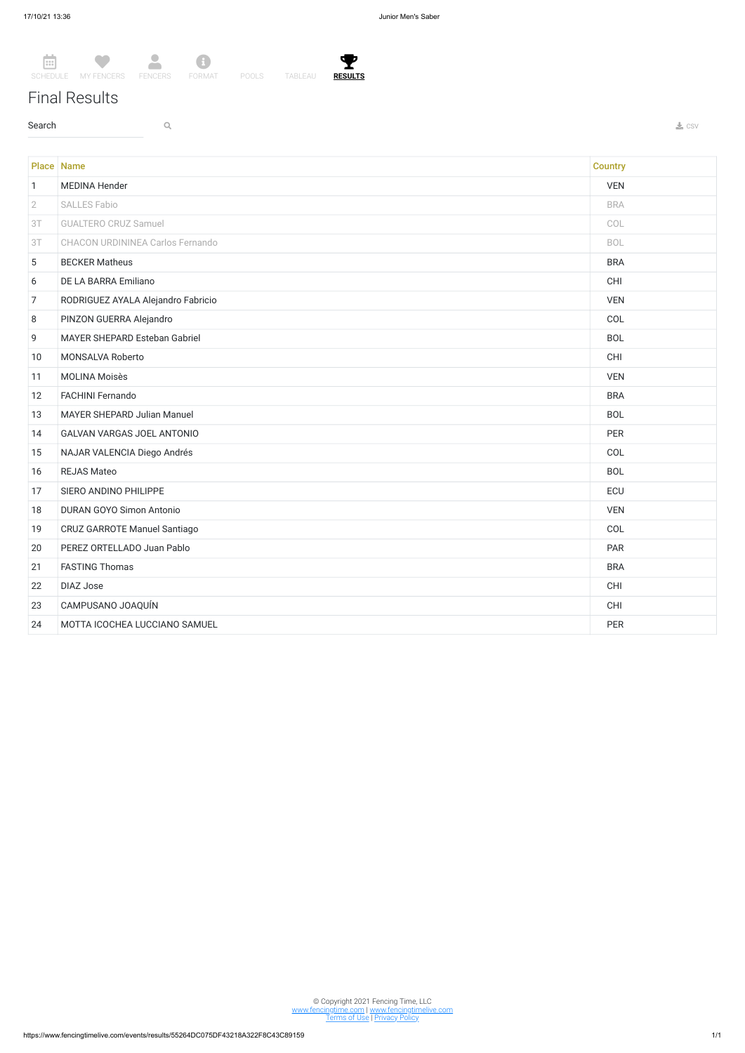SCHEDULE MY FENCERS FENCERS FORMAT POOLS TABLEAU **RESULTS**

# Final Results

Search

CSV

| Place | Name | Country |
|---|---|---|
| 1 | MEDINA Hender | VEN |
| 2 | SALLES Fabio | BRA |
| 3T | GUALTERO CRUZ Samuel | COL |
| 3T | CHACON URDININEA Carlos Fernando | BOL |
| 5 | BECKER Matheus | BRA |
| 6 | DE LA BARRA Emiliano | CHI |
| 7 | RODRIGUEZ AYALA Alejandro Fabricio | VEN |
| 8 | PINZON GUERRA Alejandro | COL |
| 9 | MAYER SHEPARD Esteban Gabriel | BOL |
| 10 | MONSALVA Roberto | CHI |
| 11 | MOLINA Moisès | VEN |
| 12 | FACHINI Fernando | BRA |
| 13 | MAYER SHEPARD Julian Manuel | BOL |
| 14 | GALVAN VARGAS JOEL ANTONIO | PER |
| 15 | NAJAR VALENCIA Diego Andrés | COL |
| 16 | REJAS Mateo | BOL |
| 17 | SIERO ANDINO PHILIPPE | ECU |
| 18 | DURAN GOYO Simon Antonio | VEN |
| 19 | CRUZ GARROTE Manuel Santiago | COL |
| 20 | PEREZ ORTELLADO Juan Pablo | PAR |
| 21 | FASTING Thomas | BRA |
| 22 | DIAZ Jose | CHI |
| 23 | CAMPUSANO JOAQUÍN | CHI |
| 24 | MOTTA ICOCHEA LUCCIANO SAMUEL | PER |

© Copyright 2021 Fencing Time, LLC
www.fencingtime.com | www.fencingtimelive.com
Terms of Use | Privacy Policy